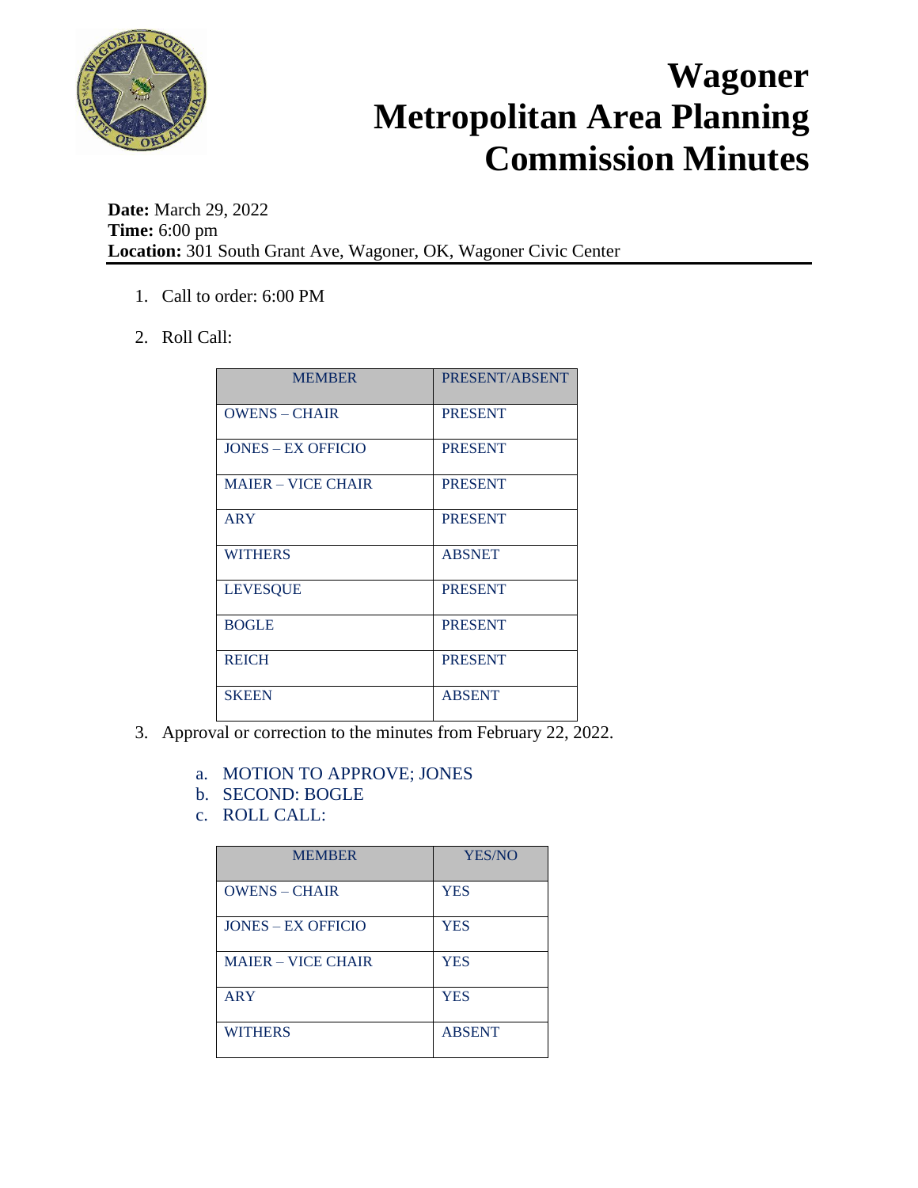# Wagoner Metropolitan Area Planning Commission Minutes

**Date:** March 29, 2022
**Time:** 6:00 pm
**Location:** 301 South Grant Ave, Wagoner, OK, Wagoner Civic Center

1. Call to order: 6:00 PM

2. Roll Call:

| MEMBER | PRESENT/ABSENT |
|---|---|
| OWENS – CHAIR | PRESENT |
| JONES – EX OFFICIO | PRESENT |
| MAIER – VICE CHAIR | PRESENT |
| ARY | PRESENT |
| WITHERS | ABSNET |
| LEVESQUE | PRESENT |
| BOGLE | PRESENT |
| REICH | PRESENT |
| SKEEN | ABSENT |

3. Approval or correction to the minutes from February 22, 2022.

   a. MOTION TO APPROVE; JONES
   b. SECOND: BOGLE
   c. ROLL CALL:

| MEMBER | YES/NO |
|---|---|
| OWENS – CHAIR | YES |
| JONES – EX OFFICIO | YES |
| MAIER – VICE CHAIR | YES |
| ARY | YES |
| WITHERS | ABSENT |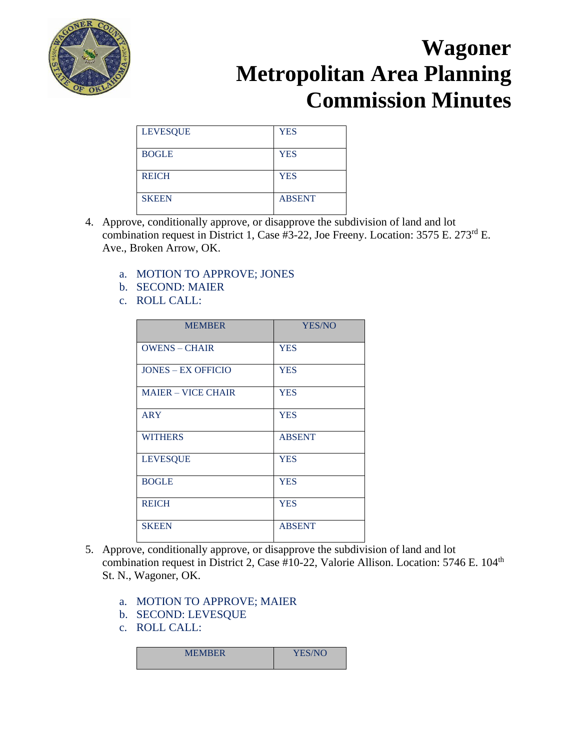# Wagoner Metropolitan Area Planning Commission Minutes

| | |
|---|---|
| LEVESQUE | YES |
| BOGLE | YES |
| REICH | YES |
| SKEEN | ABSENT |

4. Approve, conditionally approve, or disapprove the subdivision of land and lot combination request in District 1, Case #3-22, Joe Freeny. Location: 3575 E. 273rd E. Ave., Broken Arrow, OK.

   a. MOTION TO APPROVE; JONES
   b. SECOND: MAIER
   c. ROLL CALL:

| MEMBER | YES/NO |
|---|---|
| OWENS – CHAIR | YES |
| JONES – EX OFFICIO | YES |
| MAIER – VICE CHAIR | YES |
| ARY | YES |
| WITHERS | ABSENT |
| LEVESQUE | YES |
| BOGLE | YES |
| REICH | YES |
| SKEEN | ABSENT |

5. Approve, conditionally approve, or disapprove the subdivision of land and lot combination request in District 2, Case #10-22, Valorie Allison. Location: 5746 E. 104th St. N., Wagoner, OK.

   a. MOTION TO APPROVE; MAIER
   b. SECOND: LEVESQUE
   c. ROLL CALL:

| MEMBER | YES/NO |
|---|---|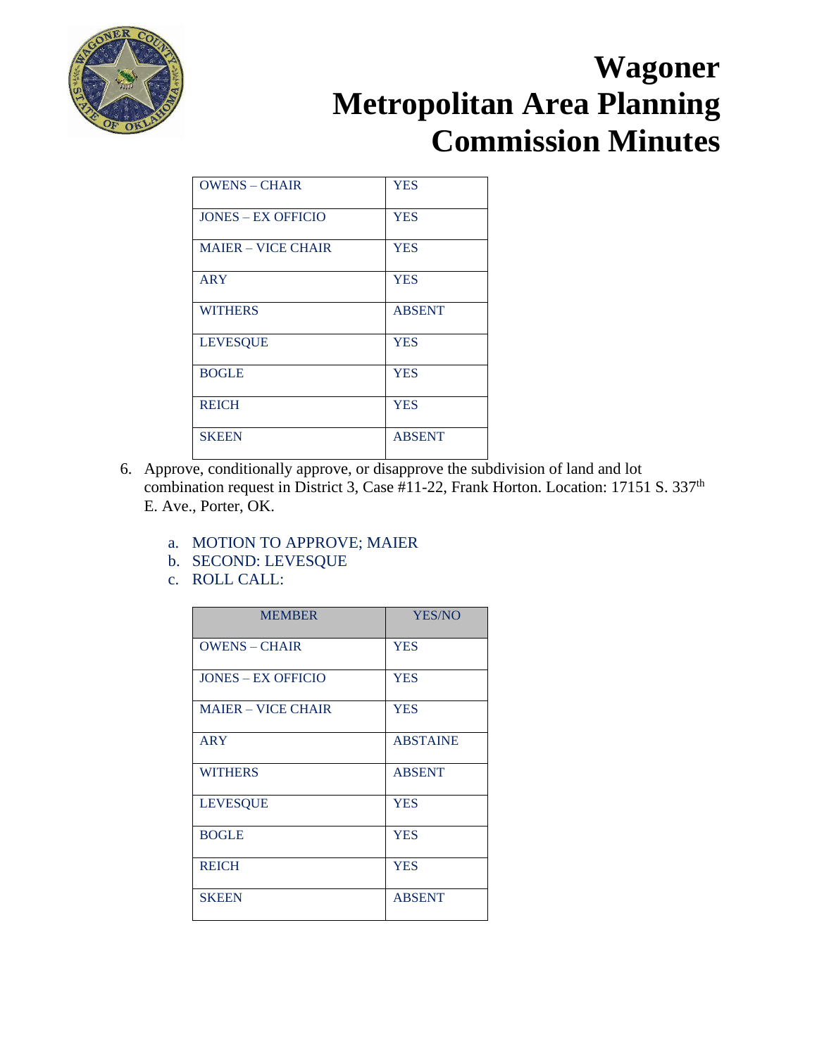# Wagoner Metropolitan Area Planning Commission Minutes

| | |
|---|---|
| OWENS – CHAIR | YES |
| JONES – EX OFFICIO | YES |
| MAIER – VICE CHAIR | YES |
| ARY | YES |
| WITHERS | ABSENT |
| LEVESQUE | YES |
| BOGLE | YES |
| REICH | YES |
| SKEEN | ABSENT |

6. Approve, conditionally approve, or disapprove the subdivision of land and lot combination request in District 3, Case #11-22, Frank Horton. Location: 17151 S. 337th E. Ave., Porter, OK.

   a. MOTION TO APPROVE; MAIER
   b. SECOND: LEVESQUE
   c. ROLL CALL:

| MEMBER | YES/NO |
|---|---|
| OWENS – CHAIR | YES |
| JONES – EX OFFICIO | YES |
| MAIER – VICE CHAIR | YES |
| ARY | ABSTAINE |
| WITHERS | ABSENT |
| LEVESQUE | YES |
| BOGLE | YES |
| REICH | YES |
| SKEEN | ABSENT |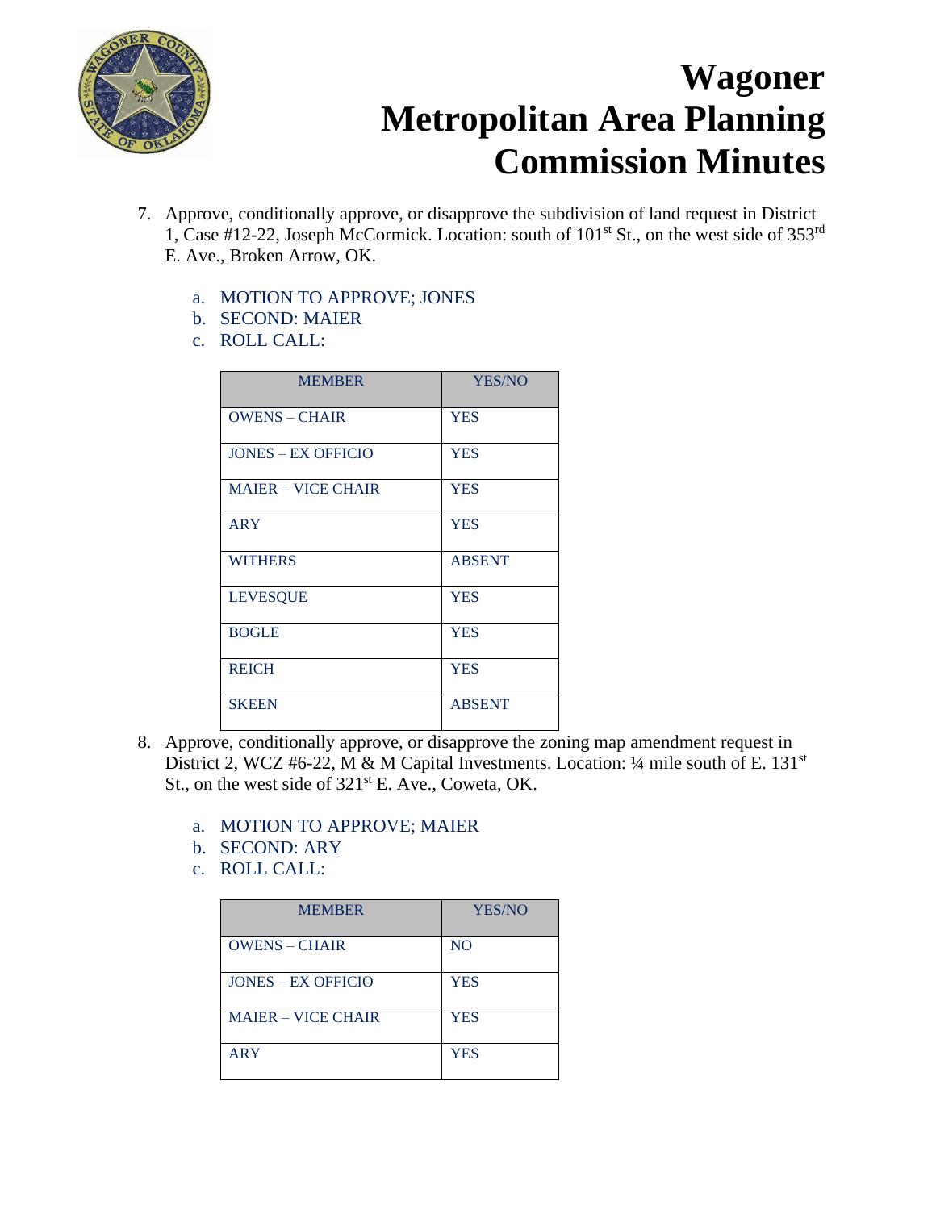# Wagoner Metropolitan Area Planning Commission Minutes

7. Approve, conditionally approve, or disapprove the subdivision of land request in District 1, Case #12-22, Joseph McCormick. Location: south of 101st St., on the west side of 353rd E. Ave., Broken Arrow, OK.

   a. MOTION TO APPROVE; JONES
   b. SECOND: MAIER
   c. ROLL CALL:

| MEMBER | YES/NO |
|---|---|
| OWENS – CHAIR | YES |
| JONES – EX OFFICIO | YES |
| MAIER – VICE CHAIR | YES |
| ARY | YES |
| WITHERS | ABSENT |
| LEVESQUE | YES |
| BOGLE | YES |
| REICH | YES |
| SKEEN | ABSENT |

8. Approve, conditionally approve, or disapprove the zoning map amendment request in District 2, WCZ #6-22, M & M Capital Investments. Location: ¼ mile south of E. 131st St., on the west side of 321st E. Ave., Coweta, OK.

   a. MOTION TO APPROVE; MAIER
   b. SECOND: ARY
   c. ROLL CALL:

| MEMBER | YES/NO |
|---|---|
| OWENS – CHAIR | NO |
| JONES – EX OFFICIO | YES |
| MAIER – VICE CHAIR | YES |
| ARY | YES |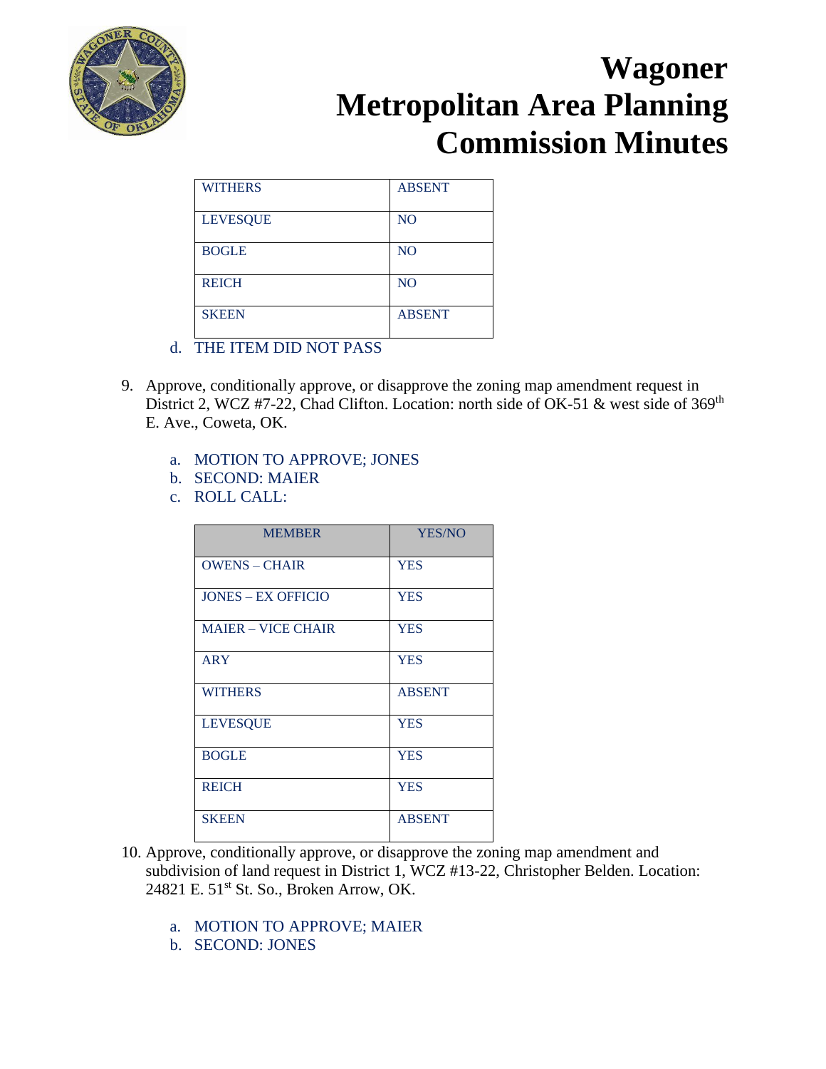| WITHERS | ABSENT |
|---|---|
| LEVESQUE | NO |
| BOGLE | NO |
| REICH | NO |
| SKEEN | ABSENT |

d. THE ITEM DID NOT PASS

9. Approve, conditionally approve, or disapprove the zoning map amendment request in District 2, WCZ #7-22, Chad Clifton. Location: north side of OK-51 & west side of 369th E. Ave., Coweta, OK.

   a. MOTION TO APPROVE; JONES
   b. SECOND: MAIER
   c. ROLL CALL:

| MEMBER | YES/NO |
|---|---|
| OWENS – CHAIR | YES |
| JONES – EX OFFICIO | YES |
| MAIER – VICE CHAIR | YES |
| ARY | YES |
| WITHERS | ABSENT |
| LEVESQUE | YES |
| BOGLE | YES |
| REICH | YES |
| SKEEN | ABSENT |

10. Approve, conditionally approve, or disapprove the zoning map amendment and subdivision of land request in District 1, WCZ #13-22, Christopher Belden. Location: 24821 E. 51st St. So., Broken Arrow, OK.

    a. MOTION TO APPROVE; MAIER
    b. SECOND: JONES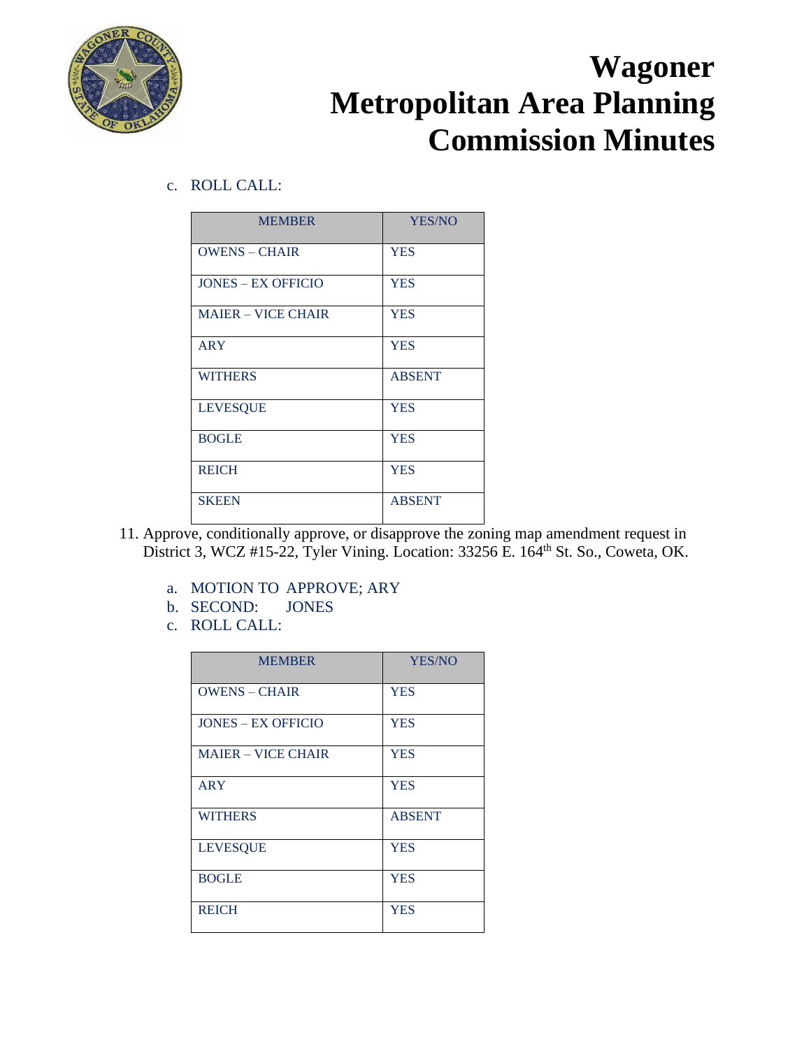# Wagoner Metropolitan Area Planning Commission Minutes

c. ROLL CALL:

| MEMBER | YES/NO |
|---|---|
| OWENS – CHAIR | YES |
| JONES – EX OFFICIO | YES |
| MAIER – VICE CHAIR | YES |
| ARY | YES |
| WITHERS | ABSENT |
| LEVESQUE | YES |
| BOGLE | YES |
| REICH | YES |
| SKEEN | ABSENT |

11. Approve, conditionally approve, or disapprove the zoning map amendment request in District 3, WCZ #15-22, Tyler Vining. Location: 33256 E. 164th St. So., Coweta, OK.

   a. MOTION TO APPROVE; ARY
   b. SECOND: JONES
   c. ROLL CALL:

| MEMBER | YES/NO |
|---|---|
| OWENS – CHAIR | YES |
| JONES – EX OFFICIO | YES |
| MAIER – VICE CHAIR | YES |
| ARY | YES |
| WITHERS | ABSENT |
| LEVESQUE | YES |
| BOGLE | YES |
| REICH | YES |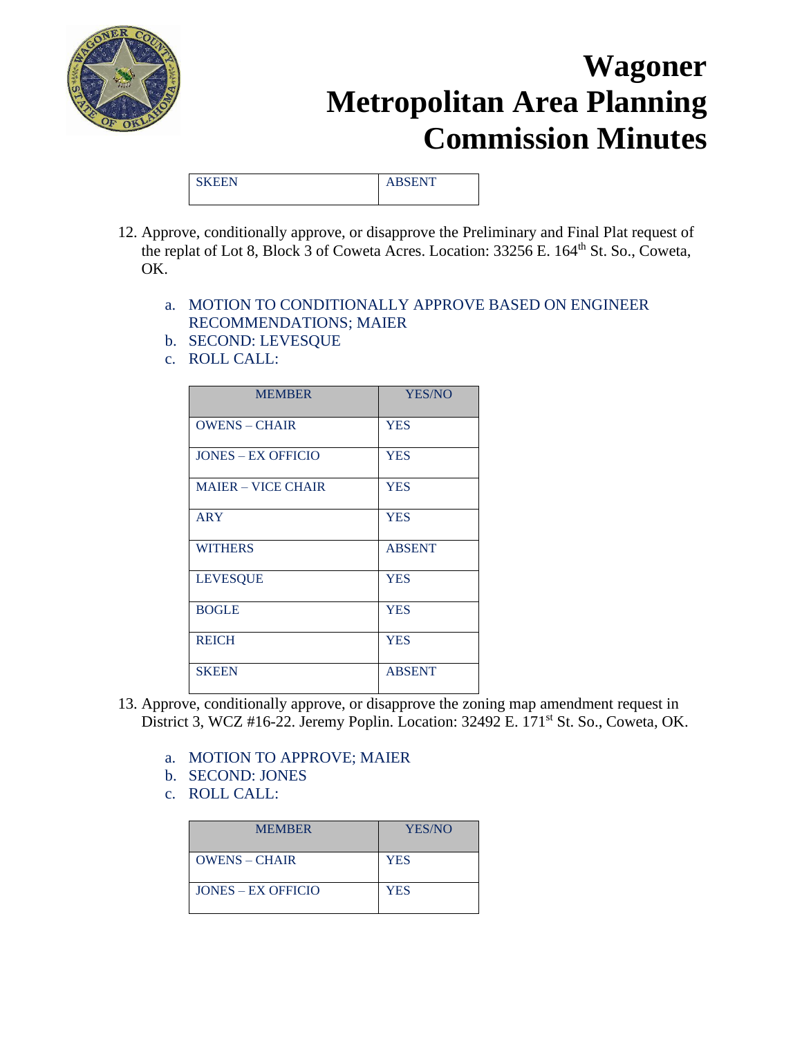| SKEEN | ABSENT |
|---|---|

12. Approve, conditionally approve, or disapprove the Preliminary and Final Plat request of the replat of Lot 8, Block 3 of Coweta Acres. Location: 33256 E. 164th St. So., Coweta, OK.

    a. MOTION TO CONDITIONALLY APPROVE BASED ON ENGINEER RECOMMENDATIONS; MAIER
    b. SECOND: LEVESQUE
    c. ROLL CALL:

| MEMBER | YES/NO |
|---|---|
| OWENS – CHAIR | YES |
| JONES – EX OFFICIO | YES |
| MAIER – VICE CHAIR | YES |
| ARY | YES |
| WITHERS | ABSENT |
| LEVESQUE | YES |
| BOGLE | YES |
| REICH | YES |
| SKEEN | ABSENT |

13. Approve, conditionally approve, or disapprove the zoning map amendment request in District 3, WCZ #16-22. Jeremy Poplin. Location: 32492 E. 171st St. So., Coweta, OK.

    a. MOTION TO APPROVE; MAIER
    b. SECOND: JONES
    c. ROLL CALL:

| MEMBER | YES/NO |
|---|---|
| OWENS – CHAIR | YES |
| JONES – EX OFFICIO | YES |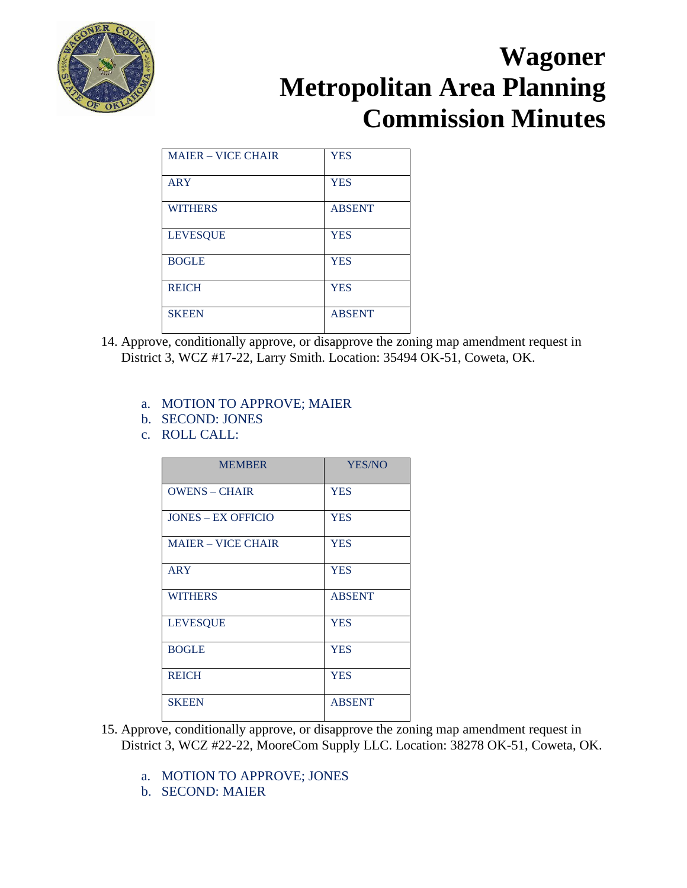# Wagoner Metropolitan Area Planning Commission Minutes

| | |
|---|---|
| MAIER – VICE CHAIR | YES |
| ARY | YES |
| WITHERS | ABSENT |
| LEVESQUE | YES |
| BOGLE | YES |
| REICH | YES |
| SKEEN | ABSENT |

14. Approve, conditionally approve, or disapprove the zoning map amendment request in District 3, WCZ #17-22, Larry Smith. Location: 35494 OK-51, Coweta, OK.

   a. MOTION TO APPROVE; MAIER
   b. SECOND: JONES
   c. ROLL CALL:

| MEMBER | YES/NO |
|---|---|
| OWENS – CHAIR | YES |
| JONES – EX OFFICIO | YES |
| MAIER – VICE CHAIR | YES |
| ARY | YES |
| WITHERS | ABSENT |
| LEVESQUE | YES |
| BOGLE | YES |
| REICH | YES |
| SKEEN | ABSENT |

15. Approve, conditionally approve, or disapprove the zoning map amendment request in District 3, WCZ #22-22, MooreCom Supply LLC. Location: 38278 OK-51, Coweta, OK.

   a. MOTION TO APPROVE; JONES
   b. SECOND: MAIER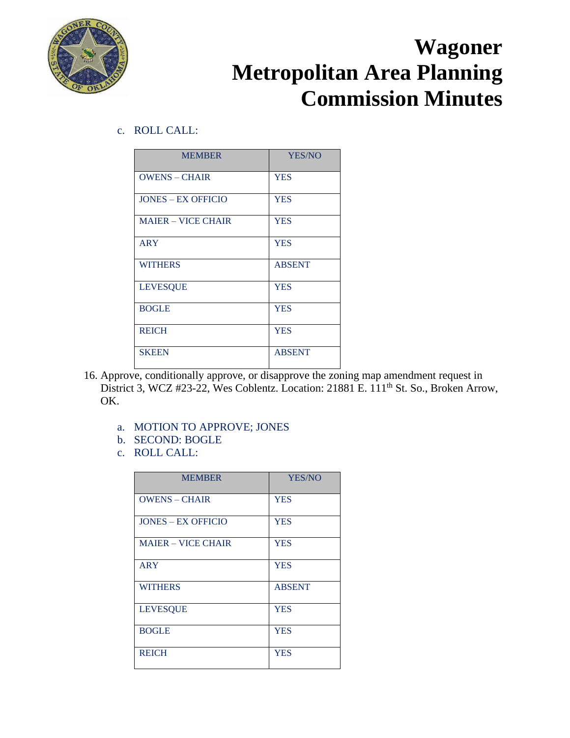c. ROLL CALL:

| MEMBER | YES/NO |
|---|---|
| OWENS – CHAIR | YES |
| JONES – EX OFFICIO | YES |
| MAIER – VICE CHAIR | YES |
| ARY | YES |
| WITHERS | ABSENT |
| LEVESQUE | YES |
| BOGLE | YES |
| REICH | YES |
| SKEEN | ABSENT |

16. Approve, conditionally approve, or disapprove the zoning map amendment request in District 3, WCZ #23-22, Wes Coblentz. Location: 21881 E. 111th St. So., Broken Arrow, OK.

    a. MOTION TO APPROVE; JONES
    b. SECOND: BOGLE
    c. ROLL CALL:

| MEMBER | YES/NO |
|---|---|
| OWENS – CHAIR | YES |
| JONES – EX OFFICIO | YES |
| MAIER – VICE CHAIR | YES |
| ARY | YES |
| WITHERS | ABSENT |
| LEVESQUE | YES |
| BOGLE | YES |
| REICH | YES |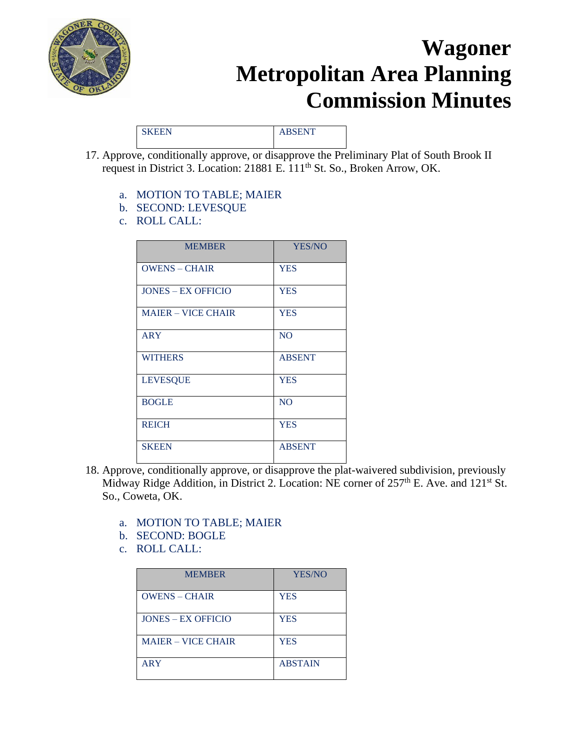# Wagoner Metropolitan Area Planning Commission Minutes

| SKEEN | ABSENT |
|---|---|

17. Approve, conditionally approve, or disapprove the Preliminary Plat of South Brook II request in District 3. Location: 21881 E. 111th St. So., Broken Arrow, OK.

    a. MOTION TO TABLE; MAIER
    b. SECOND: LEVESQUE
    c. ROLL CALL:

| MEMBER | YES/NO |
|---|---|
| OWENS – CHAIR | YES |
| JONES – EX OFFICIO | YES |
| MAIER – VICE CHAIR | YES |
| ARY | NO |
| WITHERS | ABSENT |
| LEVESQUE | YES |
| BOGLE | NO |
| REICH | YES |
| SKEEN | ABSENT |

18. Approve, conditionally approve, or disapprove the plat-waivered subdivision, previously Midway Ridge Addition, in District 2. Location: NE corner of 257th E. Ave. and 121st St. So., Coweta, OK.

    a. MOTION TO TABLE; MAIER
    b. SECOND: BOGLE
    c. ROLL CALL:

| MEMBER | YES/NO |
|---|---|
| OWENS – CHAIR | YES |
| JONES – EX OFFICIO | YES |
| MAIER – VICE CHAIR | YES |
| ARY | ABSTAIN |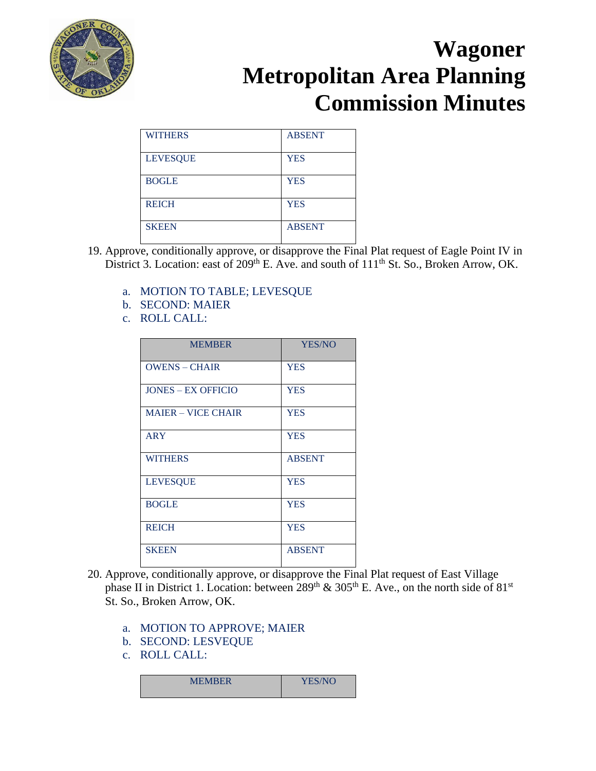# Wagoner Metropolitan Area Planning Commission Minutes

| | |
|---|---|
| WITHERS | ABSENT |
| LEVESQUE | YES |
| BOGLE | YES |
| REICH | YES |
| SKEEN | ABSENT |

19. Approve, conditionally approve, or disapprove the Final Plat request of Eagle Point IV in District 3. Location: east of 209th E. Ave. and south of 111th St. So., Broken Arrow, OK.

    a. MOTION TO TABLE; LEVESQUE
    b. SECOND: MAIER
    c. ROLL CALL:

| MEMBER | YES/NO |
|---|---|
| OWENS – CHAIR | YES |
| JONES – EX OFFICIO | YES |
| MAIER – VICE CHAIR | YES |
| ARY | YES |
| WITHERS | ABSENT |
| LEVESQUE | YES |
| BOGLE | YES |
| REICH | YES |
| SKEEN | ABSENT |

20. Approve, conditionally approve, or disapprove the Final Plat request of East Village phase II in District 1. Location: between 289th & 305th E. Ave., on the north side of 81st St. So., Broken Arrow, OK.

    a. MOTION TO APPROVE; MAIER
    b. SECOND: LESVEQUE
    c. ROLL CALL:

| MEMBER | YES/NO |
|---|---|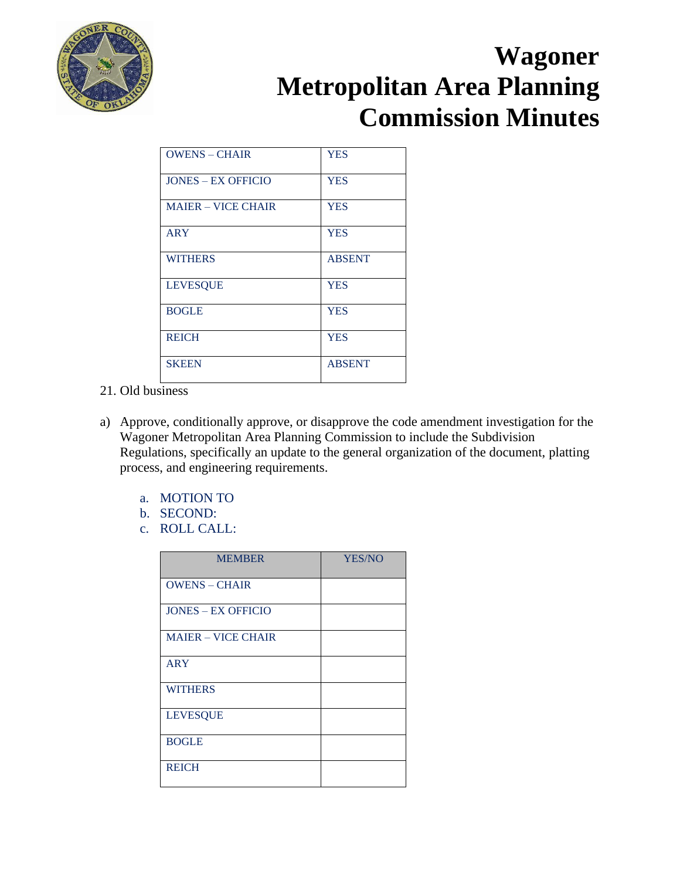# Wagoner Metropolitan Area Planning Commission Minutes

| | |
|---|---|
| OWENS – CHAIR | YES |
| JONES – EX OFFICIO | YES |
| MAIER – VICE CHAIR | YES |
| ARY | YES |
| WITHERS | ABSENT |
| LEVESQUE | YES |
| BOGLE | YES |
| REICH | YES |
| SKEEN | ABSENT |

21. Old business

a) Approve, conditionally approve, or disapprove the code amendment investigation for the Wagoner Metropolitan Area Planning Commission to include the Subdivision Regulations, specifically an update to the general organization of the document, platting process, and engineering requirements.

   a. MOTION TO
   b. SECOND:
   c. ROLL CALL:

| MEMBER | YES/NO |
|---|---|
| OWENS – CHAIR | |
| JONES – EX OFFICIO | |
| MAIER – VICE CHAIR | |
| ARY | |
| WITHERS | |
| LEVESQUE | |
| BOGLE | |
| REICH | |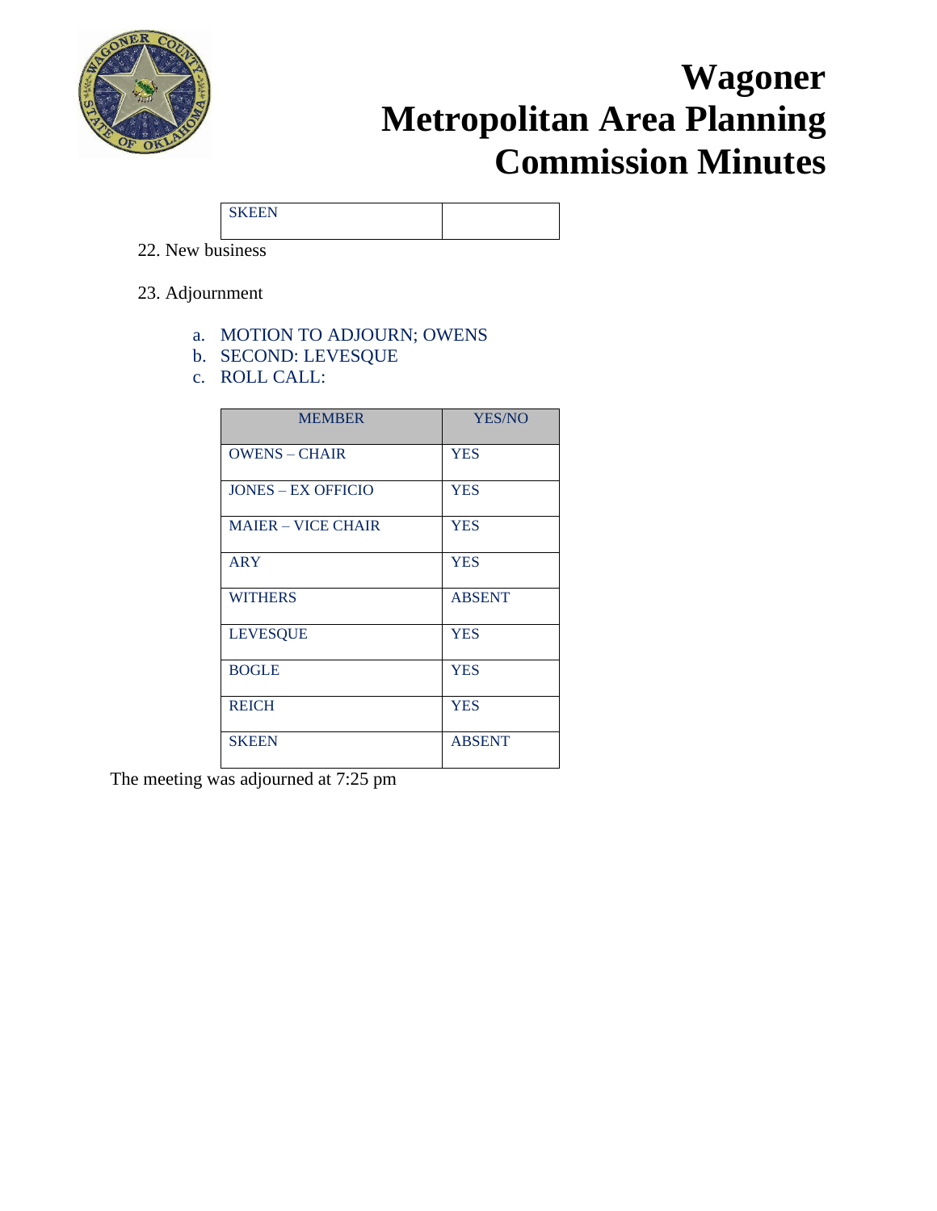# Wagoner Metropolitan Area Planning Commission Minutes

| | |
|---|---|
| SKEEN | |

22. New business

23. Adjournment

   a. MOTION TO ADJOURN; OWENS
   b. SECOND: LEVESQUE
   c. ROLL CALL:

| MEMBER | YES/NO |
|---|---|
| OWENS – CHAIR | YES |
| JONES – EX OFFICIO | YES |
| MAIER – VICE CHAIR | YES |
| ARY | YES |
| WITHERS | ABSENT |
| LEVESQUE | YES |
| BOGLE | YES |
| REICH | YES |
| SKEEN | ABSENT |

The meeting was adjourned at 7:25 pm